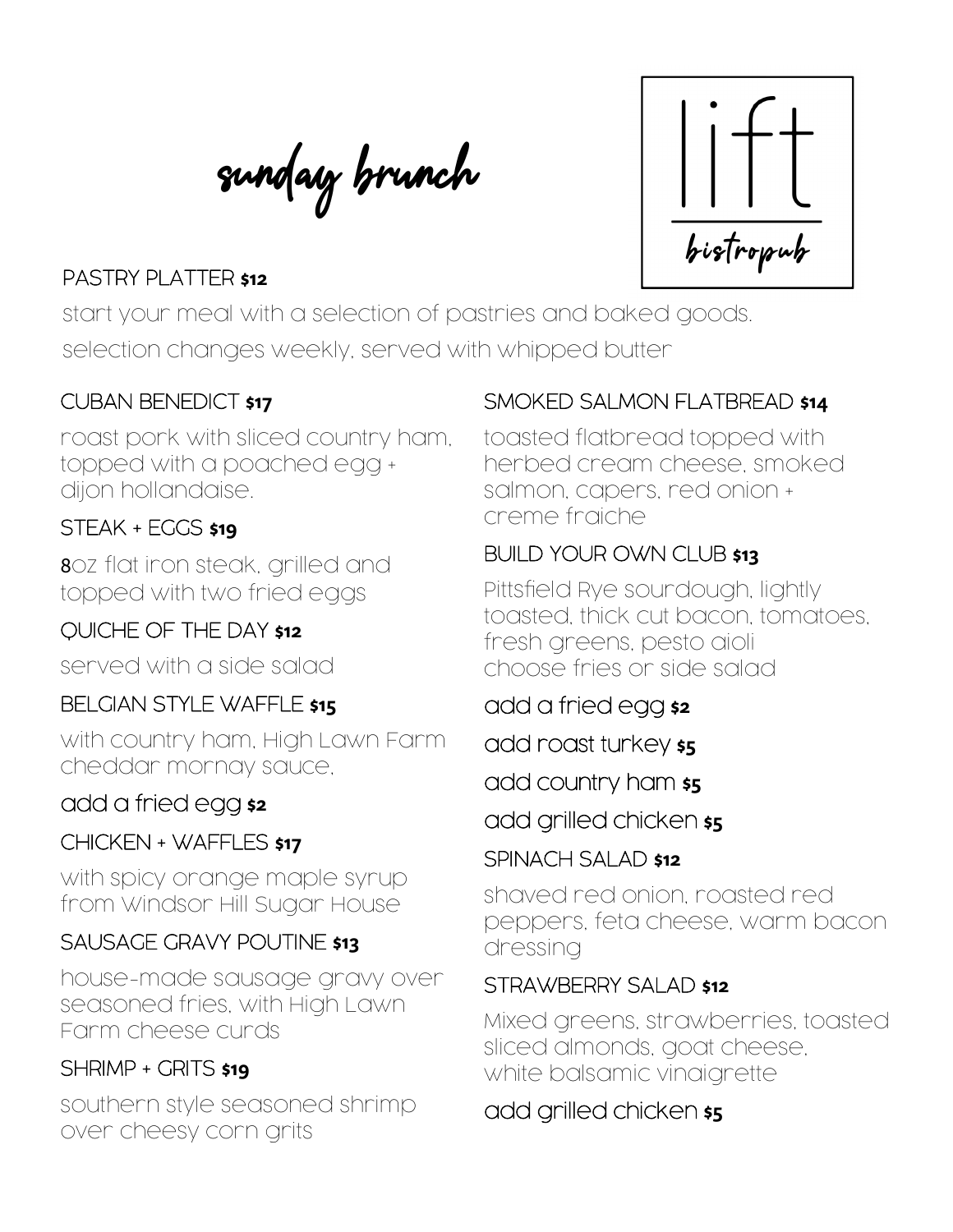# sunday brunch

lift
bistropub

### PASTRY PLATTER $12

start your meal with a selection of pastries and baked goods.
selection changes weekly, served with whipped butter

### CUBAN BENEDICT $17

roast pork with sliced country ham, topped with a poached egg + dijon hollandaise.

### STEAK + EGGS $19

8oz flat iron steak, grilled and topped with two fried eggs

### QUICHE OF THE DAY $12

served with a side salad

### BELGIAN STYLE WAFFLE $15

with country ham, High Lawn Farm cheddar mornay sauce,

add a fried egg $2

### CHICKEN + WAFFLES $17

with spicy orange maple syrup from Windsor Hill Sugar House

### SAUSAGE GRAVY POUTINE $13

house-made sausage gravy over seasoned fries, with High Lawn Farm cheese curds

### SHRIMP + GRITS $19

southern style seasoned shrimp over cheesy corn grits

### SMOKED SALMON FLATBREAD $14

toasted flatbread topped with herbed cream cheese, smoked salmon, capers, red onion + creme fraiche

### BUILD YOUR OWN CLUB $13

Pittsfield Rye sourdough, lightly toasted, thick cut bacon, tomatoes, fresh greens, pesto aioli
choose fries or side salad

add a fried egg $2

add roast turkey $5

add country ham $5

add grilled chicken $5

### SPINACH SALAD $12

shaved red onion, roasted red peppers, feta cheese, warm bacon dressing

### STRAWBERRY SALAD $12

Mixed greens, strawberries, toasted sliced almonds, goat cheese, white balsamic vinaigrette

add grilled chicken $5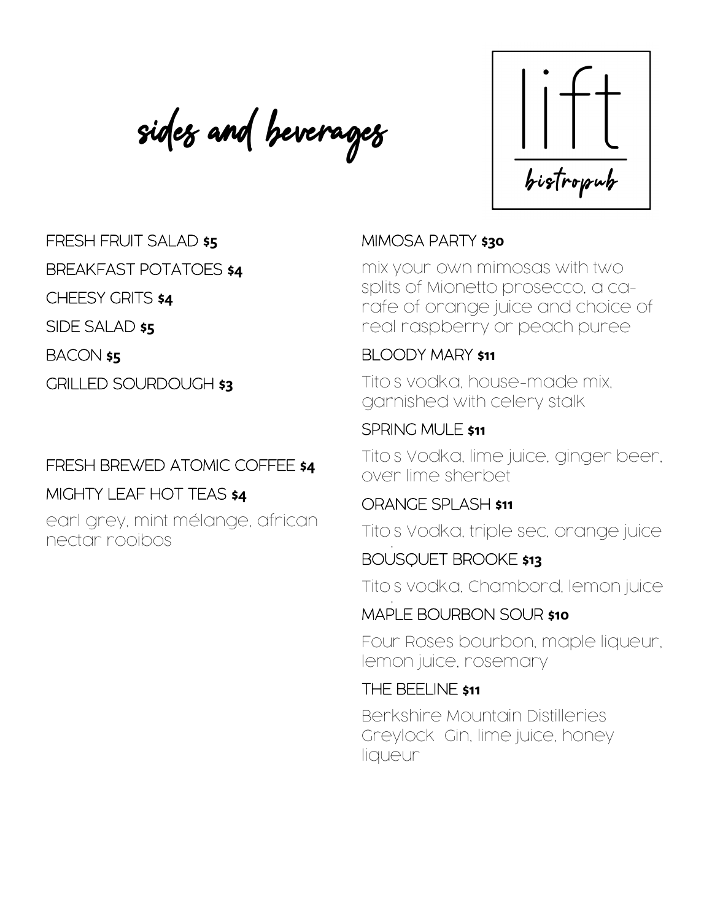# sides and beverages

lift

bistropub

FRESH FRUIT SALAD **$5**

BREAKFAST POTATOES **$4**

CHEESY GRITS **$4**

SIDE SALAD **$5**

BACON **$5**

GRILLED SOURDOUGH **$3**

FRESH BREWED ATOMIC COFFEE **$4**

MIGHTY LEAF HOT TEAS **$4**

earl grey, mint mélange, african nectar rooibos

MIMOSA PARTY **$30**

mix your own mimosas with two splits of Mionetto prosecco, a carafe of orange juice and choice of real raspberry or peach puree

BLOODY MARY **$11**

Tito s vodka, house-made mix, garnished with celery stalk

SPRING MULE **$11**

Tito s Vodka, lime juice, ginger beer, over lime sherbet

ORANGE SPLASH **$11**

Tito s Vodka, triple sec, orange juice

BOUSQUET BROOKE **$13**

Tito s vodka, Chambord, lemon juice

MAPLE BOURBON SOUR **$10**

Four Roses bourbon, maple liqueur, lemon juice, rosemary

THE BEELINE **$11**

Berkshire Mountain Distilleries Greylock Gin, lime juice, honey liqueur